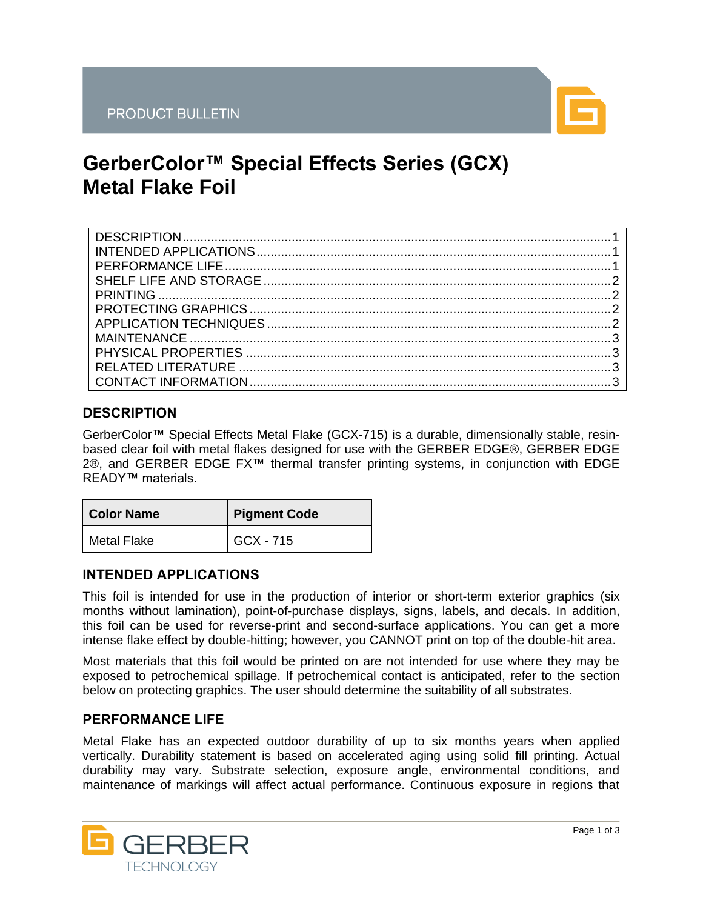PRODUCT BULLETIN

# GerberColor™ Special Effects Series (GCX) Metal Flake Foil

| | |
|---|---|
| DESCRIPTION | 1 |
| INTENDED APPLICATIONS | 1 |
| PERFORMANCE LIFE | 1 |
| SHELF LIFE AND STORAGE | 2 |
| PRINTING | 2 |
| PROTECTING GRAPHICS | 2 |
| APPLICATION TECHNIQUES | 2 |
| MAINTENANCE | 3 |
| PHYSICAL PROPERTIES | 3 |
| RELATED LITERATURE | 3 |
| CONTACT INFORMATION | 3 |

## DESCRIPTION

GerberColor™ Special Effects Metal Flake (GCX-715) is a durable, dimensionally stable, resin-based clear foil with metal flakes designed for use with the GERBER EDGE®, GERBER EDGE 2®, and GERBER EDGE FX™ thermal transfer printing systems, in conjunction with EDGE READY™ materials.

| Color Name | Pigment Code |
|---|---|
| Metal Flake | GCX - 715 |

## INTENDED APPLICATIONS

This foil is intended for use in the production of interior or short-term exterior graphics (six months without lamination), point-of-purchase displays, signs, labels, and decals. In addition, this foil can be used for reverse-print and second-surface applications. You can get a more intense flake effect by double-hitting; however, you CANNOT print on top of the double-hit area.

Most materials that this foil would be printed on are not intended for use where they may be exposed to petrochemical spillage. If petrochemical contact is anticipated, refer to the section below on protecting graphics. The user should determine the suitability of all substrates.

## PERFORMANCE LIFE

Metal Flake has an expected outdoor durability of up to six months years when applied vertically. Durability statement is based on accelerated aging using solid fill printing. Actual durability may vary. Substrate selection, exposure angle, environmental conditions, and maintenance of markings will affect actual performance. Continuous exposure in regions that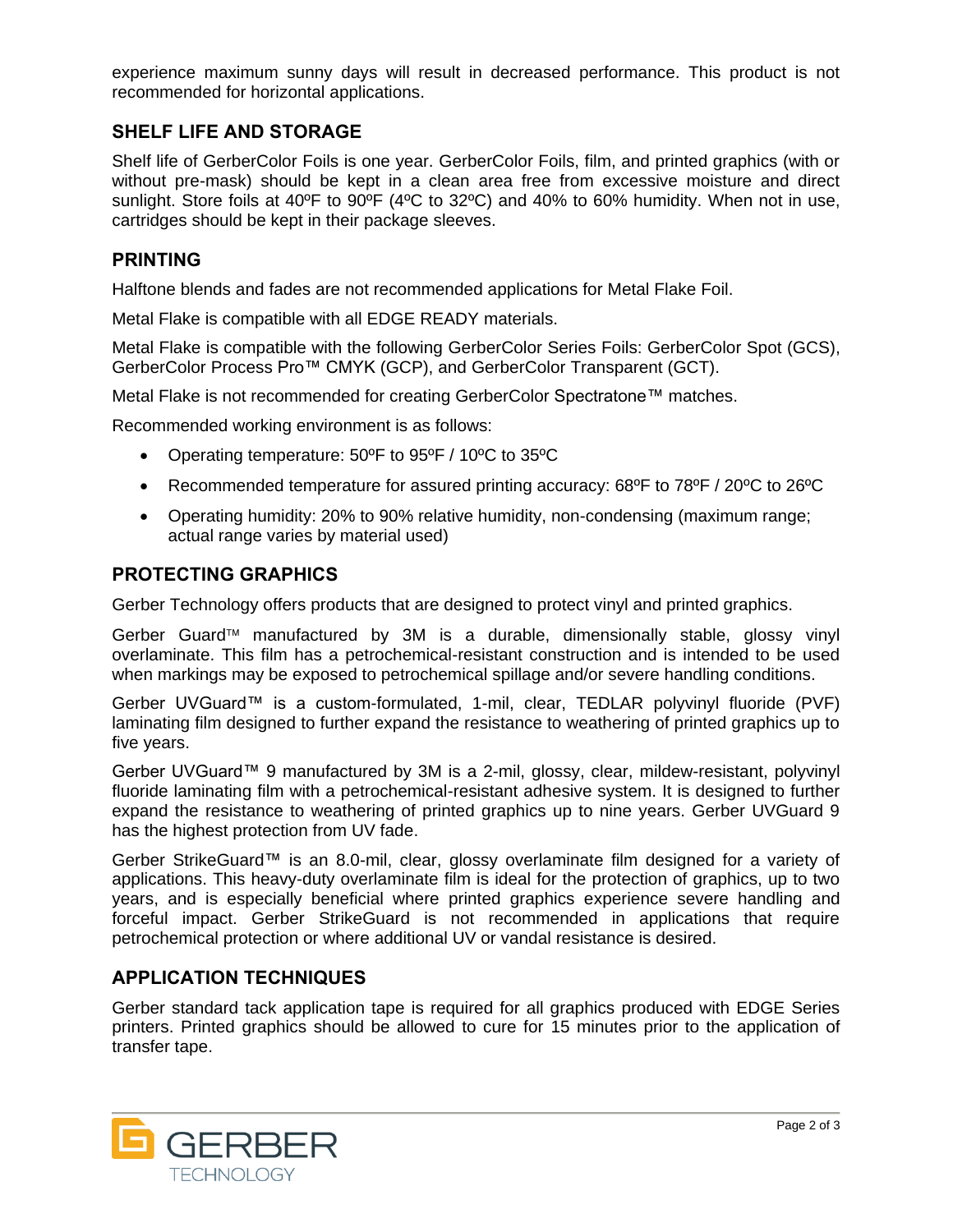experience maximum sunny days will result in decreased performance. This product is not recommended for horizontal applications.

## SHELF LIFE AND STORAGE

Shelf life of GerberColor Foils is one year. GerberColor Foils, film, and printed graphics (with or without pre-mask) should be kept in a clean area free from excessive moisture and direct sunlight. Store foils at 40ºF to 90ºF (4ºC to 32ºC) and 40% to 60% humidity. When not in use, cartridges should be kept in their package sleeves.

## PRINTING

Halftone blends and fades are not recommended applications for Metal Flake Foil.

Metal Flake is compatible with all EDGE READY materials.

Metal Flake is compatible with the following GerberColor Series Foils: GerberColor Spot (GCS), GerberColor Process Pro™ CMYK (GCP), and GerberColor Transparent (GCT).

Metal Flake is not recommended for creating GerberColor Spectratone™ matches.

Recommended working environment is as follows:

- Operating temperature: 50ºF to 95ºF / 10ºC to 35ºC
- Recommended temperature for assured printing accuracy: 68ºF to 78ºF / 20ºC to 26ºC
- Operating humidity: 20% to 90% relative humidity, non-condensing (maximum range; actual range varies by material used)

## PROTECTING GRAPHICS

Gerber Technology offers products that are designed to protect vinyl and printed graphics.

Gerber Guard™ manufactured by 3M is a durable, dimensionally stable, glossy vinyl overlaminate. This film has a petrochemical-resistant construction and is intended to be used when markings may be exposed to petrochemical spillage and/or severe handling conditions.

Gerber UVGuard™ is a custom-formulated, 1-mil, clear, TEDLAR polyvinyl fluoride (PVF) laminating film designed to further expand the resistance to weathering of printed graphics up to five years.

Gerber UVGuard™ 9 manufactured by 3M is a 2-mil, glossy, clear, mildew-resistant, polyvinyl fluoride laminating film with a petrochemical-resistant adhesive system. It is designed to further expand the resistance to weathering of printed graphics up to nine years. Gerber UVGuard 9 has the highest protection from UV fade.

Gerber StrikeGuard™ is an 8.0-mil, clear, glossy overlaminate film designed for a variety of applications. This heavy-duty overlaminate film is ideal for the protection of graphics, up to two years, and is especially beneficial where printed graphics experience severe handling and forceful impact. Gerber StrikeGuard is not recommended in applications that require petrochemical protection or where additional UV or vandal resistance is desired.

## APPLICATION TECHNIQUES

Gerber standard tack application tape is required for all graphics produced with EDGE Series printers. Printed graphics should be allowed to cure for 15 minutes prior to the application of transfer tape.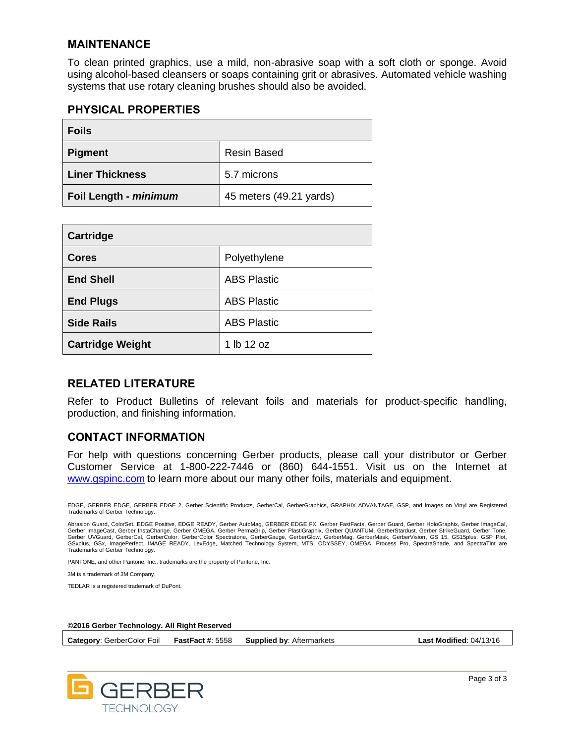## MAINTENANCE

To clean printed graphics, use a mild, non-abrasive soap with a soft cloth or sponge. Avoid using alcohol-based cleansers or soaps containing grit or abrasives. Automated vehicle washing systems that use rotary cleaning brushes should also be avoided.

## PHYSICAL PROPERTIES

| **Foils** | |
|---|---|
| **Pigment** | Resin Based |
| **Liner Thickness** | 5.7 microns |
| **Foil Length - *minimum*** | 45 meters (49.21 yards) |

| **Cartridge** | |
|---|---|
| **Cores** | Polyethylene |
| **End Shell** | ABS Plastic |
| **End Plugs** | ABS Plastic |
| **Side Rails** | ABS Plastic |
| **Cartridge Weight** | 1 lb 12 oz |

## RELATED LITERATURE

Refer to Product Bulletins of relevant foils and materials for product-specific handling, production, and finishing information.

## CONTACT INFORMATION

For help with questions concerning Gerber products, please call your distributor or Gerber Customer Service at 1-800-222-7446 or (860) 644-1551. Visit us on the Internet at www.gspinc.com to learn more about our many other foils, materials and equipment.

EDGE, GERBER EDGE, GERBER EDGE 2, Gerber Scientific Products, GerberCal, GerberGraphics, GRAPHIX ADVANTAGE, GSP, and Images on Vinyl are Registered Trademarks of Gerber Technology.

Abrasion Guard, ColorSet, EDGE Positive, EDGE READY, Gerber AutoMag, GERBER EDGE FX, Gerber FastFacts, Gerber Guard, Gerber HoloGraphix, Gerber ImageCal, Gerber ImageCast, Gerber InstaChange, Gerber OMEGA, Gerber PermaGrip, Gerber PlastiGraphix, Gerber QUANTUM, GerberStardust, Gerber StrikeGuard, Gerber Tone, Gerber UVGuard, GerberCal, GerberColor, GerberColor Spectratone, GerberGauge, GerberGlow, GerberMag, GerberMask, GerberVision, GS 15, GS15plus, GSP Plot, GSxplus, GSx, ImagePerfect, IMAGE READY, LexEdge, Matched Technology System, MTS, ODYSSEY, OMEGA, Process Pro, SpectraShade, and SpectraTint are Trademarks of Gerber Technology.

PANTONE, and other Pantone, Inc., trademarks are the property of Pantone, Inc.

3M is a trademark of 3M Company.

TEDLAR is a registered trademark of DuPont.

**©2016 Gerber Technology. All Right Reserved**

**Category**: GerberColor Foil **FastFact #**: 5558 **Supplied by**: Aftermarkets **Last Modified**: 04/13/16

GERBER TECHNOLOGY